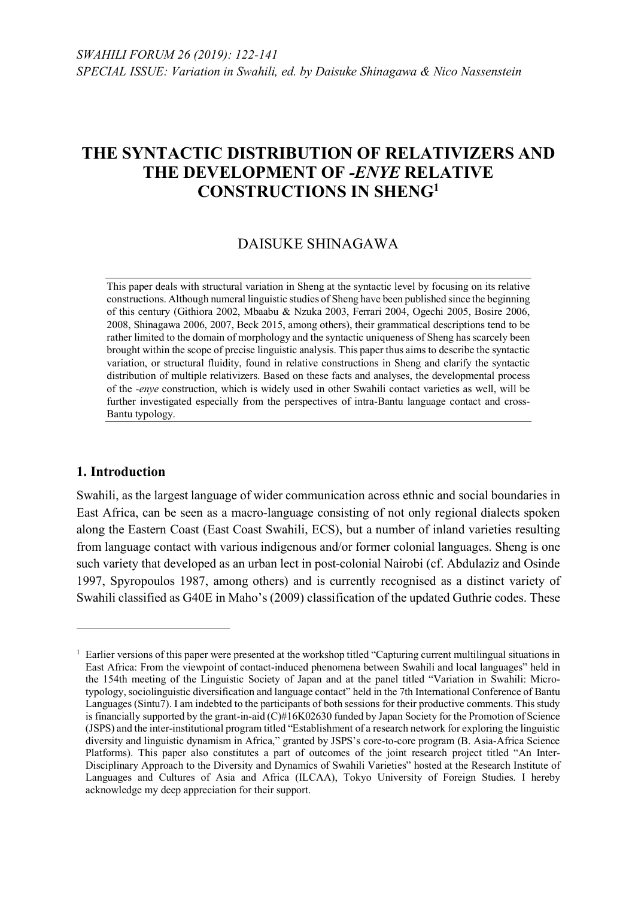# THE SYNTACTIC DISTRIBUTION OF RELATIVIZERS AND THE DEVELOPMENT OF *-ENYE* RELATIVE CONSTRUCTIONS IN SHENG[1]

DAISUKE SHINAGAWA

This paper deals with structural variation in Sheng at the syntactic level by focusing on its relative constructions. Although numeral linguistic studies of Sheng have been published since the beginning of this century (Githiora 2002, Mbaabu & Nzuka 2003, Ferrari 2004, Ogechi 2005, Bosire 2006, 2008, Shinagawa 2006, 2007, Beck 2015, among others), their grammatical descriptions tend to be rather limited to the domain of morphology and the syntactic uniqueness of Sheng has scarcely been brought within the scope of precise linguistic analysis. This paper thus aims to describe the syntactic variation, or structural fluidity, found in relative constructions in Sheng and clarify the syntactic distribution of multiple relativizers. Based on these facts and analyses, the developmental process of the *-enye* construction, which is widely used in other Swahili contact varieties as well, will be further investigated especially from the perspectives of intra-Bantu language contact and cross-Bantu typology.

## 1. Introduction

Swahili, as the largest language of wider communication across ethnic and social boundaries in East Africa, can be seen as a macro-language consisting of not only regional dialects spoken along the Eastern Coast (East Coast Swahili, ECS), but a number of inland varieties resulting from language contact with various indigenous and/or former colonial languages. Sheng is one such variety that developed as an urban lect in post-colonial Nairobi (cf. Abdulaziz and Osinde 1997, Spyropoulos 1987, among others) and is currently recognised as a distinct variety of Swahili classified as G40E in Maho's (2009) classification of the updated Guthrie codes. These

---

[1] Earlier versions of this paper were presented at the workshop titled "Capturing current multilingual situations in East Africa: From the viewpoint of contact-induced phenomena between Swahili and local languages" held in the 154th meeting of the Linguistic Society of Japan and at the panel titled "Variation in Swahili: Micro-typology, sociolinguistic diversification and language contact" held in the 7th International Conference of Bantu Languages (Sintu7). I am indebted to the participants of both sessions for their productive comments. This study is financially supported by the grant-in-aid (C)#16K02630 funded by Japan Society for the Promotion of Science (JSPS) and the inter-institutional program titled "Establishment of a research network for exploring the linguistic diversity and linguistic dynamism in Africa," granted by JSPS's core-to-core program (B. Asia-Africa Science Platforms). This paper also constitutes a part of outcomes of the joint research project titled "An Inter-Disciplinary Approach to the Diversity and Dynamics of Swahili Varieties" hosted at the Research Institute of Languages and Cultures of Asia and Africa (ILCAA), Tokyo University of Foreign Studies. I hereby acknowledge my deep appreciation for their support.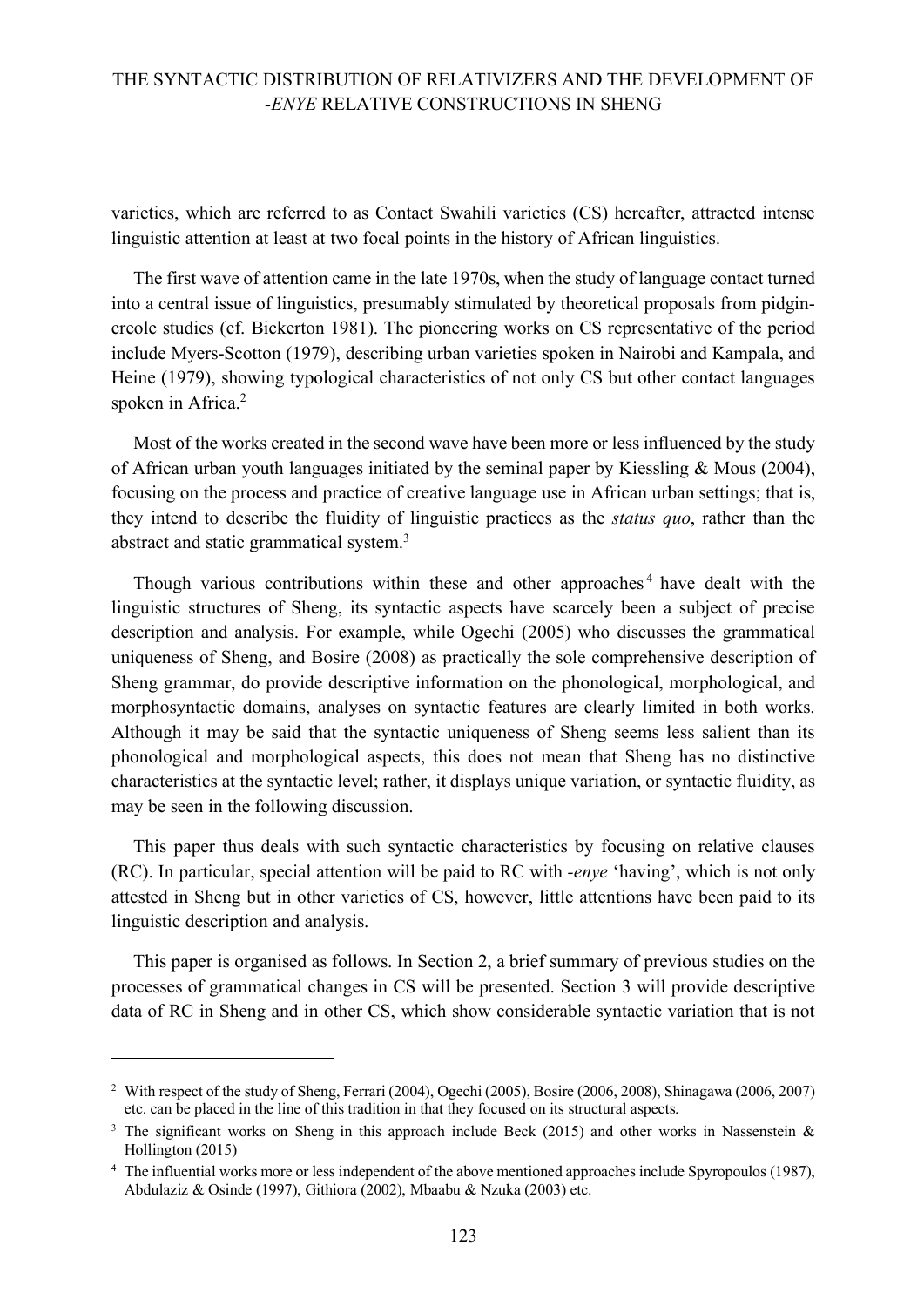varieties, which are referred to as Contact Swahili varieties (CS) hereafter, attracted intense linguistic attention at least at two focal points in the history of African linguistics.

The first wave of attention came in the late 1970s, when the study of language contact turned into a central issue of linguistics, presumably stimulated by theoretical proposals from pidgin-creole studies (cf. Bickerton 1981). The pioneering works on CS representative of the period include Myers-Scotton (1979), describing urban varieties spoken in Nairobi and Kampala, and Heine (1979), showing typological characteristics of not only CS but other contact languages spoken in Africa.[2]

Most of the works created in the second wave have been more or less influenced by the study of African urban youth languages initiated by the seminal paper by Kiessling & Mous (2004), focusing on the process and practice of creative language use in African urban settings; that is, they intend to describe the fluidity of linguistic practices as the *status quo*, rather than the abstract and static grammatical system.[3]

Though various contributions within these and other approaches[4] have dealt with the linguistic structures of Sheng, its syntactic aspects have scarcely been a subject of precise description and analysis. For example, while Ogechi (2005) who discusses the grammatical uniqueness of Sheng, and Bosire (2008) as practically the sole comprehensive description of Sheng grammar, do provide descriptive information on the phonological, morphological, and morphosyntactic domains, analyses on syntactic features are clearly limited in both works. Although it may be said that the syntactic uniqueness of Sheng seems less salient than its phonological and morphological aspects, this does not mean that Sheng has no distinctive characteristics at the syntactic level; rather, it displays unique variation, or syntactic fluidity, as may be seen in the following discussion.

This paper thus deals with such syntactic characteristics by focusing on relative clauses (RC). In particular, special attention will be paid to RC with *-enye* 'having', which is not only attested in Sheng but in other varieties of CS, however, little attentions have been paid to its linguistic description and analysis.

This paper is organised as follows. In Section 2, a brief summary of previous studies on the processes of grammatical changes in CS will be presented. Section 3 will provide descriptive data of RC in Sheng and in other CS, which show considerable syntactic variation that is not

---

[2] With respect of the study of Sheng, Ferrari (2004), Ogechi (2005), Bosire (2006, 2008), Shinagawa (2006, 2007) etc. can be placed in the line of this tradition in that they focused on its structural aspects.

[3] The significant works on Sheng in this approach include Beck (2015) and other works in Nassenstein & Hollington (2015)

[4] The influential works more or less independent of the above mentioned approaches include Spyropoulos (1987), Abdulaziz & Osinde (1997), Githiora (2002), Mbaabu & Nzuka (2003) etc.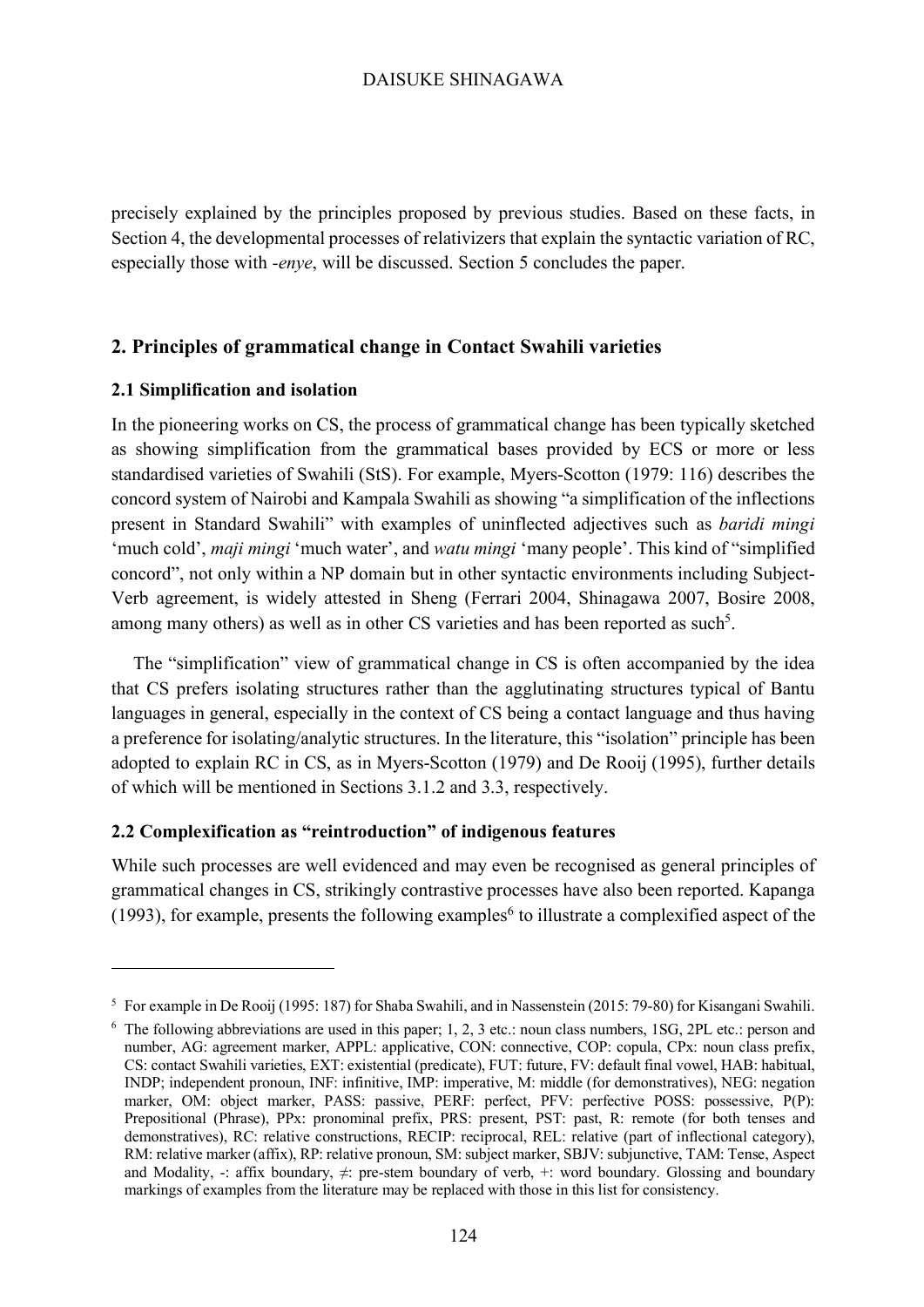precisely explained by the principles proposed by previous studies. Based on these facts, in Section 4, the developmental processes of relativizers that explain the syntactic variation of RC, especially those with *-enye*, will be discussed. Section 5 concludes the paper.

## 2. Principles of grammatical change in Contact Swahili varieties

### 2.1 Simplification and isolation

In the pioneering works on CS, the process of grammatical change has been typically sketched as showing simplification from the grammatical bases provided by ECS or more or less standardised varieties of Swahili (StS). For example, Myers-Scotton (1979: 116) describes the concord system of Nairobi and Kampala Swahili as showing "a simplification of the inflections present in Standard Swahili" with examples of uninflected adjectives such as *baridi mingi* 'much cold', *maji mingi* 'much water', and *watu mingi* 'many people'. This kind of "simplified concord", not only within a NP domain but in other syntactic environments including Subject-Verb agreement, is widely attested in Sheng (Ferrari 2004, Shinagawa 2007, Bosire 2008, among many others) as well as in other CS varieties and has been reported as such[5].

The "simplification" view of grammatical change in CS is often accompanied by the idea that CS prefers isolating structures rather than the agglutinating structures typical of Bantu languages in general, especially in the context of CS being a contact language and thus having a preference for isolating/analytic structures. In the literature, this "isolation" principle has been adopted to explain RC in CS, as in Myers-Scotton (1979) and De Rooij (1995), further details of which will be mentioned in Sections 3.1.2 and 3.3, respectively.

### 2.2 Complexification as "reintroduction" of indigenous features

While such processes are well evidenced and may even be recognised as general principles of grammatical changes in CS, strikingly contrastive processes have also been reported. Kapanga (1993), for example, presents the following examples[6] to illustrate a complexified aspect of the

---

[5] For example in De Rooij (1995: 187) for Shaba Swahili, and in Nassenstein (2015: 79-80) for Kisangani Swahili.

[6] The following abbreviations are used in this paper; 1, 2, 3 etc.: noun class numbers, 1SG, 2PL etc.: person and number, AG: agreement marker, APPL: applicative, CON: connective, COP: copula, CPx: noun class prefix, CS: contact Swahili varieties, EXT: existential (predicate), FUT: future, FV: default final vowel, HAB: habitual, INDP; independent pronoun, INF: infinitive, IMP: imperative, M: middle (for demonstratives), NEG: negation marker, OM: object marker, PASS: passive, PERF: perfect, PFV: perfective POSS: possessive, P(P): Prepositional (Phrase), PPx: pronominal prefix, PRS: present, PST: past, R: remote (for both tenses and demonstratives), RC: relative constructions, RECIP: reciprocal, REL: relative (part of inflectional category), RM: relative marker (affix), RP: relative pronoun, SM: subject marker, SBJV: subjunctive, TAM: Tense, Aspect and Modality, -: affix boundary, ≠: pre-stem boundary of verb, +: word boundary. Glossing and boundary markings of examples from the literature may be replaced with those in this list for consistency.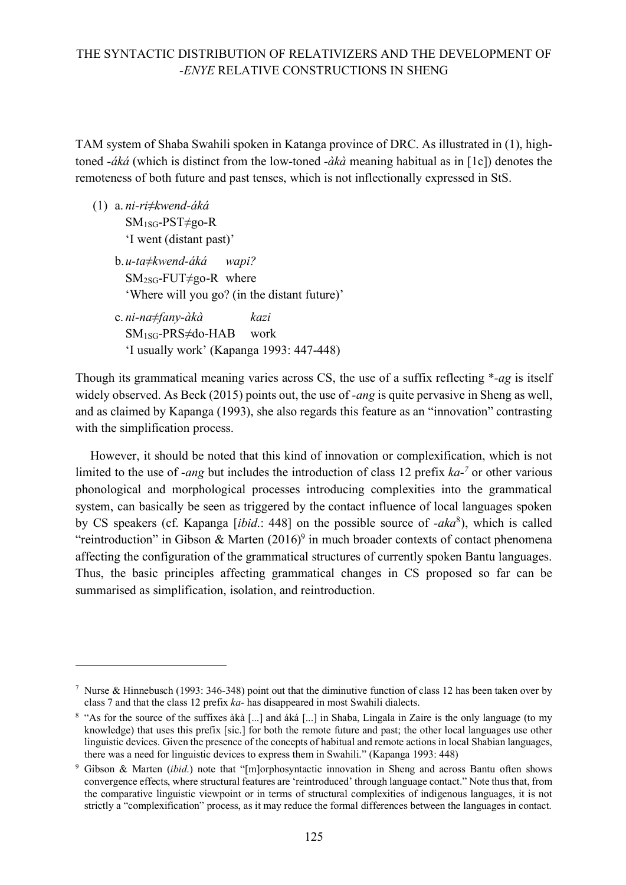TAM system of Shaba Swahili spoken in Katanga province of DRC. As illustrated in (1), high-toned *-áká* (which is distinct from the low-toned *-àkà* meaning habitual as in [1c]) denotes the remoteness of both future and past tenses, which is not inflectionally expressed in StS.

(1) a. *ni-ri≠kwend-áká*
  $SM_{1SG}$-PST≠go-R
  'I went (distant past)'

 b. *u-ta≠kwend-áká wapi?*
  $SM_{2SG}$-FUT≠go-R where
  'Where will you go? (in the distant future)'

 c. *ni-na≠fany-àkà kazi*
  $SM_{1SG}$-PRS≠do-HAB work
  'I usually work' (Kapanga 1993: 447-448)

Though its grammatical meaning varies across CS, the use of a suffix reflecting *\*-ag* is itself widely observed. As Beck (2015) points out, the use of *-ang* is quite pervasive in Sheng as well, and as claimed by Kapanga (1993), she also regards this feature as an "innovation" contrasting with the simplification process.

However, it should be noted that this kind of innovation or complexification, which is not limited to the use of *-ang* but includes the introduction of class 12 prefix *ka-*[7] or other various phonological and morphological processes introducing complexities into the grammatical system, can basically be seen as triggered by the contact influence of local languages spoken by CS speakers (cf. Kapanga [*ibid*.: 448] on the possible source of *-aka*[8]), which is called "reintroduction" in Gibson & Marten (2016)[9] in much broader contexts of contact phenomena affecting the configuration of the grammatical structures of currently spoken Bantu languages. Thus, the basic principles affecting grammatical changes in CS proposed so far can be summarised as simplification, isolation, and reintroduction.

---

[7] Nurse & Hinnebusch (1993: 346-348) point out that the diminutive function of class 12 has been taken over by class 7 and that the class 12 prefix *ka-* has disappeared in most Swahili dialects.

[8] "As for the source of the suffixes àkà [...] and áká [...] in Shaba, Lingala in Zaire is the only language (to my knowledge) that uses this prefix [sic.] for both the remote future and past; the other local languages use other linguistic devices. Given the presence of the concepts of habitual and remote actions in local Shabian languages, there was a need for linguistic devices to express them in Swahili." (Kapanga 1993: 448)

[9] Gibson & Marten (*ibid*.) note that "[m]orphosyntactic innovation in Sheng and across Bantu often shows convergence effects, where structural features are 'reintroduced' through language contact." Note thus that, from the comparative linguistic viewpoint or in terms of structural complexities of indigenous languages, it is not strictly a "complexification" process, as it may reduce the formal differences between the languages in contact.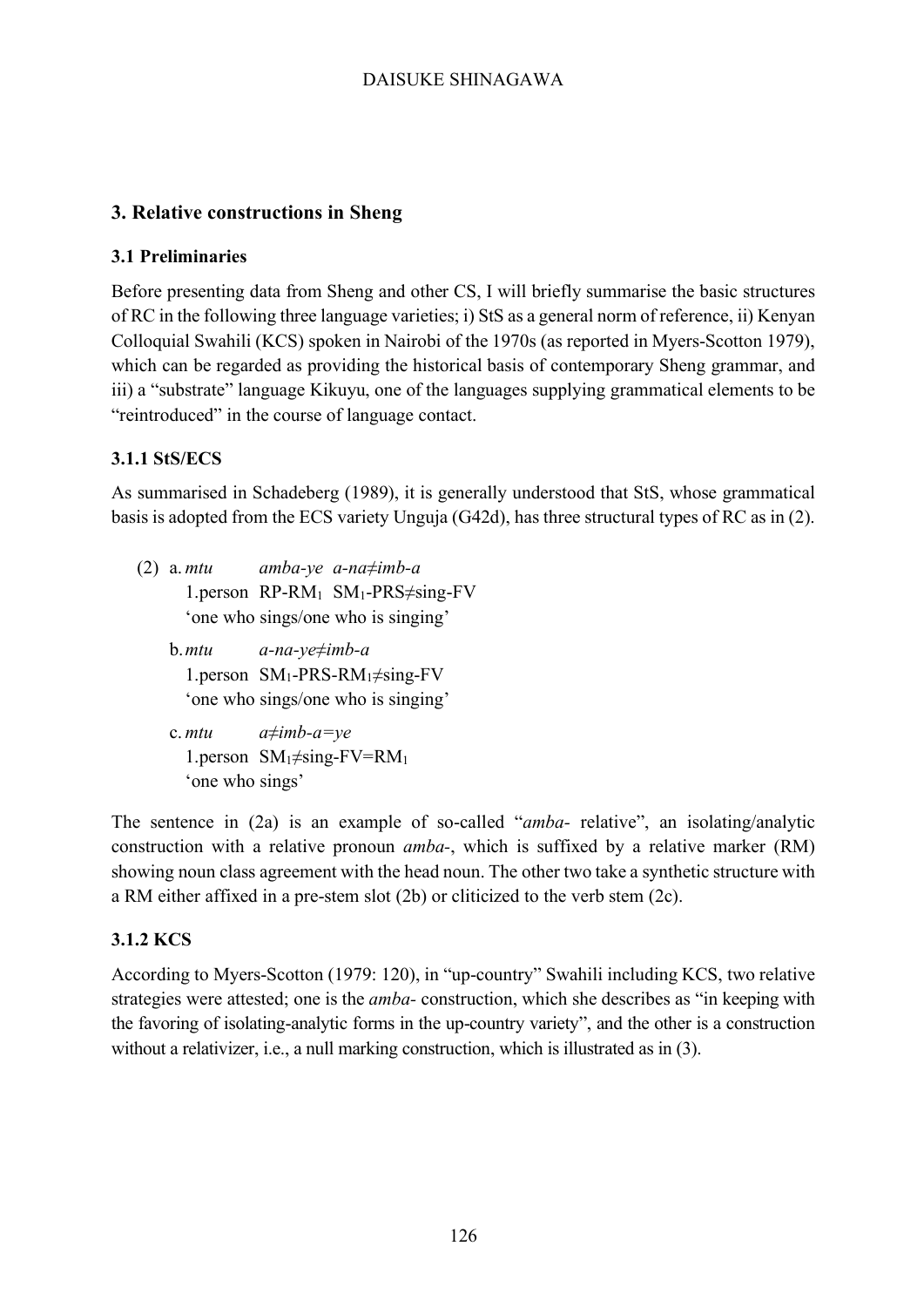## 3. Relative constructions in Sheng

### 3.1 Preliminaries

Before presenting data from Sheng and other CS, I will briefly summarise the basic structures of RC in the following three language varieties; i) StS as a general norm of reference, ii) Kenyan Colloquial Swahili (KCS) spoken in Nairobi of the 1970s (as reported in Myers-Scotton 1979), which can be regarded as providing the historical basis of contemporary Sheng grammar, and iii) a "substrate" language Kikuyu, one of the languages supplying grammatical elements to be "reintroduced" in the course of language contact.

#### 3.1.1 StS/ECS

As summarised in Schadeberg (1989), it is generally understood that StS, whose grammatical basis is adopted from the ECS variety Unguja (G42d), has three structural types of RC as in (2).

(2) a. *mtu* *amba-ye* *a-na≠imb-a*
   1.person RP-RM$_1$ SM$_1$-PRS≠sing-FV
   'one who sings/one who is singing'

  b. *mtu* *a-na-ye≠imb-a*
   1.person SM$_1$-PRS-RM$_1$≠sing-FV
   'one who sings/one who is singing'

  c. *mtu* *a≠imb-a=ye*
   1.person SM$_1$≠sing-FV=RM$_1$
   'one who sings'

The sentence in (2a) is an example of so-called "*amba*- relative", an isolating/analytic construction with a relative pronoun *amba*-, which is suffixed by a relative marker (RM) showing noun class agreement with the head noun. The other two take a synthetic structure with a RM either affixed in a pre-stem slot (2b) or cliticized to the verb stem (2c).

#### 3.1.2 KCS

According to Myers-Scotton (1979: 120), in "up-country" Swahili including KCS, two relative strategies were attested; one is the *amba*- construction, which she describes as "in keeping with the favoring of isolating-analytic forms in the up-country variety", and the other is a construction without a relativizer, i.e., a null marking construction, which is illustrated as in (3).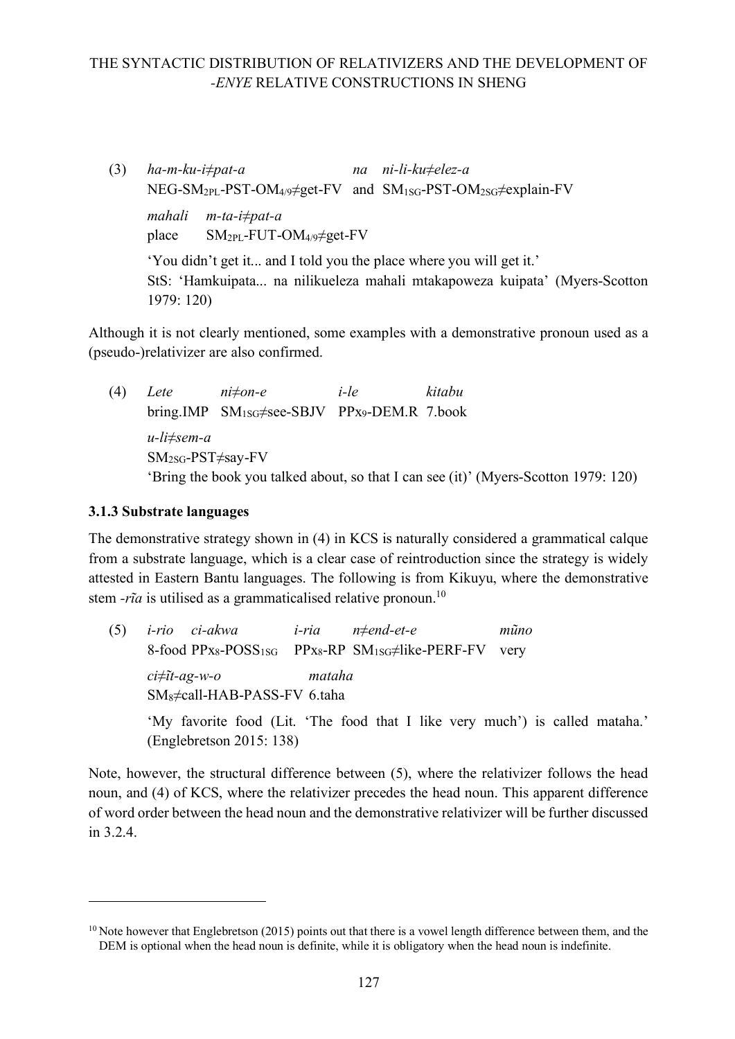(3) *ha-m-ku-i≠pat-a* *na ni-li-ku≠elez-a*
NEG-$SM_{2PL}$-PST-$OM_{4/9}$≠get-FV and $SM_{1SG}$-PST-$OM_{2SG}$≠explain-FV

*mahali m-ta-i≠pat-a*
place $SM_{2PL}$-FUT-$OM_{4/9}$≠get-FV

'You didn't get it... and I told you the place where you will get it.'
StS: 'Hamkuipata... na nilikueleza mahali mtakapoweza kuipata' (Myers-Scotton 1979: 120)

Although it is not clearly mentioned, some examples with a demonstrative pronoun used as a (pseudo-)relativizer are also confirmed.

(4) *Lete ni≠on-e i-le kitabu*
bring.IMP $SM_{1SG}$≠see-SBJV $PPx_{9}$-DEM.R 7.book

*u-li≠sem-a*
$SM_{2SG}$-PST≠say-FV

'Bring the book you talked about, so that I can see (it)' (Myers-Scotton 1979: 120)

### 3.1.3 Substrate languages

The demonstrative strategy shown in (4) in KCS is naturally considered a grammatical calque from a substrate language, which is a clear case of reintroduction since the strategy is widely attested in Eastern Bantu languages. The following is from Kikuyu, where the demonstrative stem *-rĩa* is utilised as a grammaticalised relative pronoun.[10]

(5) *i-rio ci-akwa i-ria n≠end-et-e mũno*
8-food $PPx_{8}$-$POSS_{1SG}$ $PPx_{8}$-RP $SM_{1SG}$≠like-PERF-FV very

*ci≠ĩt-ag-w-o mataha*
$SM_{8}$≠call-HAB-PASS-FV 6.taha

'My favorite food (Lit. 'The food that I like very much') is called mataha.' (Englebretson 2015: 138)

Note, however, the structural difference between (5), where the relativizer follows the head noun, and (4) of KCS, where the relativizer precedes the head noun. This apparent difference of word order between the head noun and the demonstrative relativizer will be further discussed in 3.2.4.

---

[10] Note however that Englebretson (2015) points out that there is a vowel length difference between them, and the DEM is optional when the head noun is definite, while it is obligatory when the head noun is indefinite.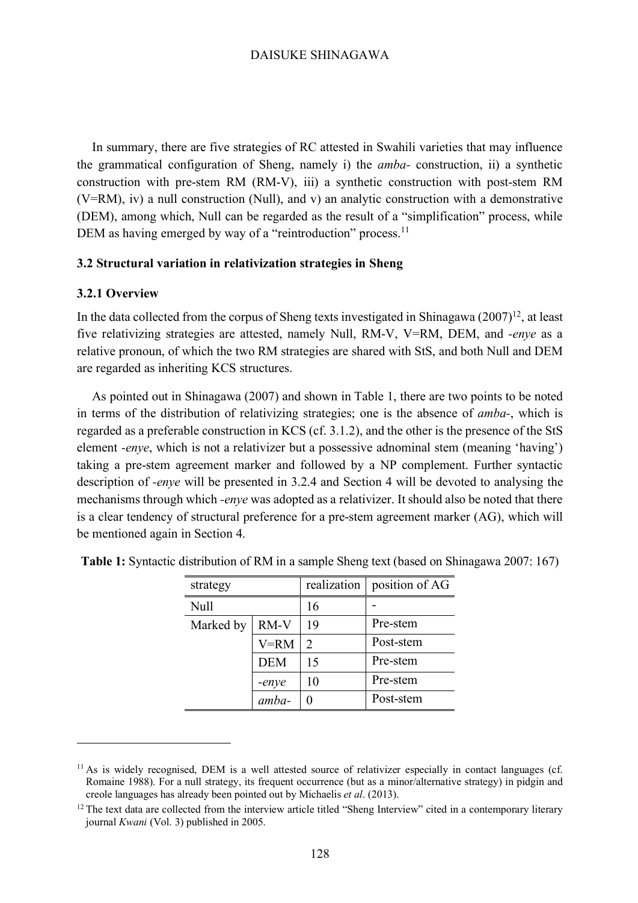In summary, there are five strategies of RC attested in Swahili varieties that may influence the grammatical configuration of Sheng, namely i) the *amba-* construction, ii) a synthetic construction with pre-stem RM (RM-V), iii) a synthetic construction with post-stem RM (V=RM), iv) a null construction (Null), and v) an analytic construction with a demonstrative (DEM), among which, Null can be regarded as the result of a "simplification" process, while DEM as having emerged by way of a "reintroduction" process.[11]

### 3.2 Structural variation in relativization strategies in Sheng

#### 3.2.1 Overview

In the data collected from the corpus of Sheng texts investigated in Shinagawa (2007)[12], at least five relativizing strategies are attested, namely Null, RM-V, V=RM, DEM, and *-enye* as a relative pronoun, of which the two RM strategies are shared with StS, and both Null and DEM are regarded as inheriting KCS structures.

As pointed out in Shinagawa (2007) and shown in Table 1, there are two points to be noted in terms of the distribution of relativizing strategies; one is the absence of *amba-*, which is regarded as a preferable construction in KCS (cf. 3.1.2), and the other is the presence of the StS element *-enye*, which is not a relativizer but a possessive adnominal stem (meaning 'having') taking a pre-stem agreement marker and followed by a NP complement. Further syntactic description of *-enye* will be presented in 3.2.4 and Section 4 will be devoted to analysing the mechanisms through which *-enye* was adopted as a relativizer. It should also be noted that there is a clear tendency of structural preference for a pre-stem agreement marker (AG), which will be mentioned again in Section 4.

**Table 1:** Syntactic distribution of RM in a sample Sheng text (based on Shinagawa 2007: 167)

| strategy | | realization | position of AG |
|---|---|---|---|
| Null | | 16 | - |
| Marked by | RM-V | 19 | Pre-stem |
| | V=RM | 2 | Post-stem |
| | DEM | 15 | Pre-stem |
| | *-enye* | 10 | Pre-stem |
| | *amba-* | 0 | Post-stem |

[11] As is widely recognised, DEM is a well attested source of relativizer especially in contact languages (cf. Romaine 1988). For a null strategy, its frequent occurrence (but as a minor/alternative strategy) in pidgin and creole languages has already been pointed out by Michaelis *et al*. (2013).

[12] The text data are collected from the interview article titled "Sheng Interview" cited in a contemporary literary journal *Kwani* (Vol. 3) published in 2005.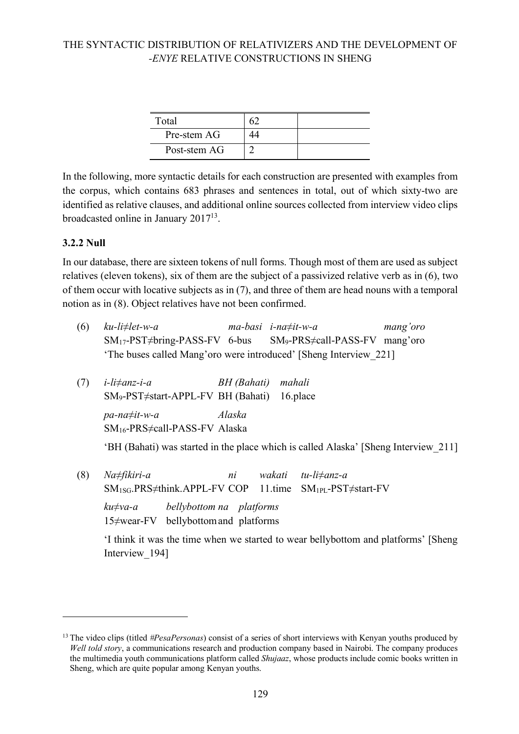| Total | 62 | |
|---|---|---|
| Pre-stem AG | 44 | |
| Post-stem AG | 2 | |

In the following, more syntactic details for each construction are presented with examples from the corpus, which contains 683 phrases and sentences in total, out of which sixty-two are identified as relative clauses, and additional online sources collected from interview video clips broadcasted online in January 2017[13].

### 3.2.2 Null

In our database, there are sixteen tokens of null forms. Though most of them are used as subject relatives (eleven tokens), six of them are the subject of a passivized relative verb as in (6), two of them occur with locative subjects as in (7), and three of them are head nouns with a temporal notion as in (8). Object relatives have not been confirmed.

(6) *ku-li≠let-w-a* *ma-basi* *i-na≠it-w-a* *mang'oro*
$SM_{17}$-PST≠bring-PASS-FV 6-bus $SM_{9}$-PRS≠call-PASS-FV mang'oro
'The buses called Mang'oro were introduced' [Sheng Interview_221]

(7) *i-li≠anz-i-a* *BH (Bahati)* *mahali*
$SM_{9}$-PST≠start-APPL-FV BH (Bahati) 16.place
*pa-na≠it-w-a* *Alaska*
$SM_{16}$-PRS≠call-PASS-FV Alaska
'BH (Bahati) was started in the place which is called Alaska' [Sheng Interview_211]

(8) *Na≠fikiri-a* *ni* *wakati* *tu-li≠anz-a*
$SM_{1SG}$.PRS≠think.APPL-FV COP 11.time $SM_{1PL}$-PST≠start-FV
*ku≠va-a* *bellybottom na* *platforms*
15≠wear-FV bellybottom and platforms
'I think it was the time when we started to wear bellybottom and platforms' [Sheng Interview_194]

---

[13] The video clips (titled *#PesaPersonas*) consist of a series of short interviews with Kenyan youths produced by *Well told story*, a communications research and production company based in Nairobi. The company produces the multimedia youth communications platform called *Shujaaz*, whose products include comic books written in Sheng, which are quite popular among Kenyan youths.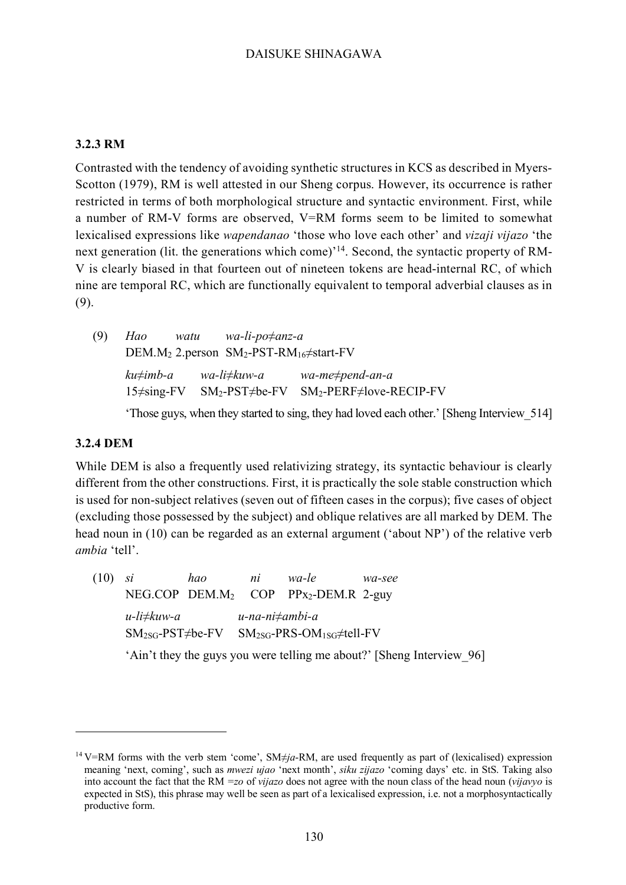### 3.2.3 RM

Contrasted with the tendency of avoiding synthetic structures in KCS as described in Myers-Scotton (1979), RM is well attested in our Sheng corpus. However, its occurrence is rather restricted in terms of both morphological structure and syntactic environment. First, while a number of RM-V forms are observed, V=RM forms seem to be limited to somewhat lexicalised expressions like *wapendanao* 'those who love each other' and *vizaji vijazo* 'the next generation (lit. the generations which come)'[14]. Second, the syntactic property of RM-V is clearly biased in that fourteen out of nineteen tokens are head-internal RC, of which nine are temporal RC, which are functionally equivalent to temporal adverbial clauses as in (9).

(9) *Hao* *watu* *wa-li-po≠anz-a*
DEM.$M_2$ 2.person $SM_2$-PST-$RM_{16}$≠start-FV
*ku≠imb-a* *wa-li≠kuw-a* *wa-me≠pend-an-a*
15≠sing-FV $SM_2$-PST≠be-FV $SM_2$-PERF≠love-RECIP-FV
'Those guys, when they started to sing, they had loved each other.' [Sheng Interview_514]

### 3.2.4 DEM

While DEM is also a frequently used relativizing strategy, its syntactic behaviour is clearly different from the other constructions. First, it is practically the sole stable construction which is used for non-subject relatives (seven out of fifteen cases in the corpus); five cases of object (excluding those possessed by the subject) and oblique relatives are all marked by DEM. The head noun in (10) can be regarded as an external argument ('about NP') of the relative verb *ambia* 'tell'.

(10) *si* *hao* *ni* *wa-le* *wa-see*
NEG.COP DEM.$M_2$ COP $PPx_2$-DEM.R 2-guy
*u-li≠kuw-a* *u-na-ni≠ambi-a*
$SM_{2SG}$-PST≠be-FV $SM_{2SG}$-PRS-$OM_{1SG}$≠tell-FV
'Ain't they the guys you were telling me about?' [Sheng Interview_96]

---

[14] V=RM forms with the verb stem 'come', SM≠*ja*-RM, are used frequently as part of (lexicalised) expression meaning 'next, coming', such as *mwezi ujao* 'next month', *siku zijazo* 'coming days' etc. in StS. Taking also into account the fact that the RM *=zo* of *vijazo* does not agree with the noun class of the head noun (*vijavyo* is expected in StS), this phrase may well be seen as part of a lexicalised expression, i.e. not a morphosyntactically productive form.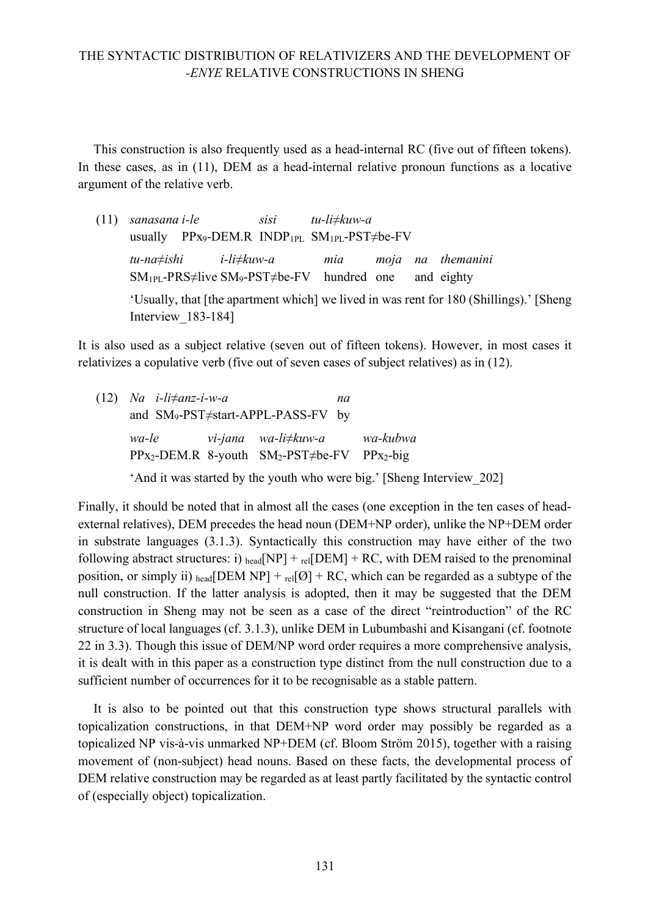This construction is also frequently used as a head-internal RC (five out of fifteen tokens). In these cases, as in (11), DEM as a head-internal relative pronoun functions as a locative argument of the relative verb.

(11) *sanasana i-le sisi tu-li≠kuw-a*
usually $PPx_9$-DEM.R $INDP_{1PL}$ $SM_{1PL}$-PST≠be-FV
*tu-na≠ishi i-li≠kuw-a mia moja na themanini*
$SM_{1PL}$-PRS≠live $SM_9$-PST≠be-FV hundred one and eighty
'Usually, that [the apartment which] we lived in was rent for 180 (Shillings).' [Sheng Interview_183-184]

It is also used as a subject relative (seven out of fifteen tokens). However, in most cases it relativizes a copulative verb (five out of seven cases of subject relatives) as in (12).

(12) *Na i-li≠anz-i-w-a na*
and $SM_9$-PST≠start-APPL-PASS-FV by
*wa-le vi-jana wa-li≠kuw-a wa-kubwa*
$PPx_2$-DEM.R 8-youth $SM_2$-PST≠be-FV $PPx_2$-big
'And it was started by the youth who were big.' [Sheng Interview_202]

Finally, it should be noted that in almost all the cases (one exception in the ten cases of head-external relatives), DEM precedes the head noun (DEM+NP order), unlike the NP+DEM order in substrate languages (3.1.3). Syntactically this construction may have either of the two following abstract structures: i) $_{\text{head}}$[NP] + $_{\text{rel}}$[DEM] + RC, with DEM raised to the prenominal position, or simply ii) $_{\text{head}}$[DEM NP] + $_{\text{rel}}$[Ø] + RC, which can be regarded as a subtype of the null construction. If the latter analysis is adopted, then it may be suggested that the DEM construction in Sheng may not be seen as a case of the direct "reintroduction" of the RC structure of local languages (cf. 3.1.3), unlike DEM in Lubumbashi and Kisangani (cf. footnote 22 in 3.3). Though this issue of DEM/NP word order requires a more comprehensive analysis, it is dealt with in this paper as a construction type distinct from the null construction due to a sufficient number of occurrences for it to be recognisable as a stable pattern.

It is also to be pointed out that this construction type shows structural parallels with topicalization constructions, in that DEM+NP word order may possibly be regarded as a topicalized NP vis-à-vis unmarked NP+DEM (cf. Bloom Ström 2015), together with a raising movement of (non-subject) head nouns. Based on these facts, the developmental process of DEM relative construction may be regarded as at least partly facilitated by the syntactic control of (especially object) topicalization.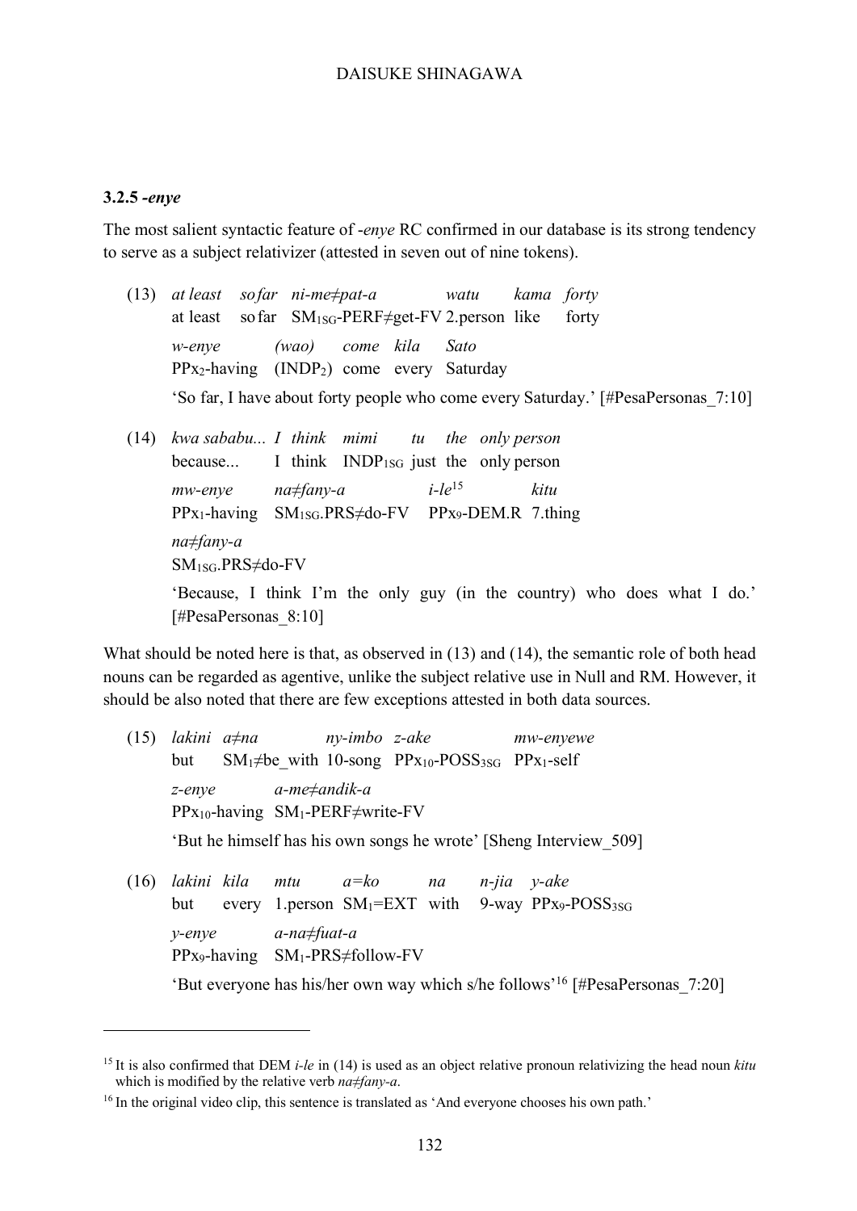### 3.2.5 *-enye*

The most salient syntactic feature of *-enye* RC confirmed in our database is its strong tendency to serve as a subject relativizer (attested in seven out of nine tokens).

(13) *at least so far ni-me≠pat-a watu kama forty*
at least so far $SM_{1SG}$-PERF≠get-FV 2.person like forty
*w-enye (wao) come kila Sato*
$PPx_{2}$-having $(INDP_{2})$ come every Saturday
'So far, I have about forty people who come every Saturday.' [#PesaPersonas_7:10]

(14) *kwa sababu... I think mimi tu the only person*
because... I think $INDP_{1SG}$ just the only person
*mw-enye na≠fany-a i-le*[15] *kitu*
$PPx_{1}$-having $SM_{1SG}$.PRS≠do-FV $PPx_{9}$-DEM.R 7.thing
*na≠fany-a*
$SM_{1SG}$.PRS≠do-FV
'Because, I think I'm the only guy (in the country) who does what I do.' [#PesaPersonas_8:10]

What should be noted here is that, as observed in (13) and (14), the semantic role of both head nouns can be regarded as agentive, unlike the subject relative use in Null and RM. However, it should be also noted that there are few exceptions attested in both data sources.

(15) *lakini a≠na ny-imbo z-ake mw-enyewe*
but $SM_{1}$≠be_with 10-song $PPx_{10}$-$POSS_{3SG}$ $PPx_{1}$-self
*z-enye a-me≠andik-a*
$PPx_{10}$-having $SM_{1}$-PERF≠write-FV
'But he himself has his own songs he wrote' [Sheng Interview_509]

(16) *lakini kila mtu a=ko na n-jia y-ake*
but every 1.person $SM_{1}$=EXT with 9-way $PPx_{9}$-$POSS_{3SG}$
*y-enye a-na≠fuat-a*
$PPx_{9}$-having $SM_{1}$-PRS≠follow-FV
'But everyone has his/her own way which s/he follows'[16] [#PesaPersonas_7:20]

---

[15] It is also confirmed that DEM *i-le* in (14) is used as an object relative pronoun relativizing the head noun *kitu* which is modified by the relative verb *na≠fany-a*.

[16] In the original video clip, this sentence is translated as 'And everyone chooses his own path.'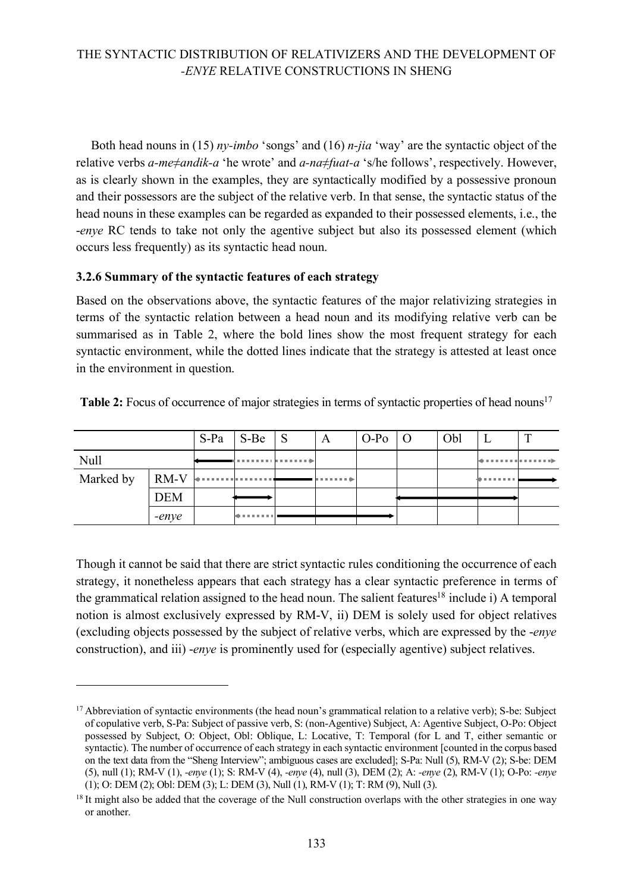Both head nouns in (15) *ny-imbo* 'songs' and (16) *n-jia* 'way' are the syntactic object of the relative verbs *a-me≠andik-a* 'he wrote' and *a-na≠fuat-a* 's/he follows', respectively. However, as is clearly shown in the examples, they are syntactically modified by a possessive pronoun and their possessors are the subject of the relative verb. In that sense, the syntactic status of the head nouns in these examples can be regarded as expanded to their possessed elements, i.e., the *-enye* RC tends to take not only the agentive subject but also its possessed element (which occurs less frequently) as its syntactic head noun.

### 3.2.6 Summary of the syntactic features of each strategy

Based on the observations above, the syntactic features of the major relativizing strategies in terms of the syntactic relation between a head noun and its modifying relative verb can be summarised as in Table 2, where the bold lines show the most frequent strategy for each syntactic environment, while the dotted lines indicate that the strategy is attested at least once in the environment in question.

**Table 2:** Focus of occurrence of major strategies in terms of syntactic properties of head nouns[17]

| | | S-Pa | S-Be | S | A | O-Po | O | Obl | L | T |
|---|---|---|---|---|---|---|---|---|---|---|
| Null | | ←━━ | ┅┅┅ | ┅┅→ | | | | | ←┅┅ | ┅┅→ |
| Marked by | RM-V | ←┅┅ | ┅┅┅ | ━━━ | ┅┅→ | | | | ←┅┅ | ━━→ |
| | DEM | | ←━→ | | | | ←━━ | ━━━ | ━━→ | |
| | *-enye* | | ←┅┅ | ━━━ | ━━━ | ━━→ | | | | |

Though it cannot be said that there are strict syntactic rules conditioning the occurrence of each strategy, it nonetheless appears that each strategy has a clear syntactic preference in terms of the grammatical relation assigned to the head noun. The salient features[18] include i) A temporal notion is almost exclusively expressed by RM-V, ii) DEM is solely used for object relatives (excluding objects possessed by the subject of relative verbs, which are expressed by the *-enye* construction), and iii) *-enye* is prominently used for (especially agentive) subject relatives.

---

[17] Abbreviation of syntactic environments (the head noun's grammatical relation to a relative verb); S-be: Subject of copulative verb, S-Pa: Subject of passive verb, S: (non-Agentive) Subject, A: Agentive Subject, O-Po: Object possessed by Subject, O: Object, Obl: Oblique, L: Locative, T: Temporal (for L and T, either semantic or syntactic). The number of occurrence of each strategy in each syntactic environment [counted in the corpus based on the text data from the "Sheng Interview"; ambiguous cases are excluded]; S-Pa: Null (5), RM-V (2); S-be: DEM (5), null (1); RM-V (1), *-enye* (1); S: RM-V (4), *-enye* (4), null (3), DEM (2); A: *-enye* (2), RM-V (1); O-Po: *-enye* (1); O: DEM (2); Obl: DEM (3); L: DEM (3), Null (1), RM-V (1); T: RM (9), Null (3).

[18] It might also be added that the coverage of the Null construction overlaps with the other strategies in one way or another.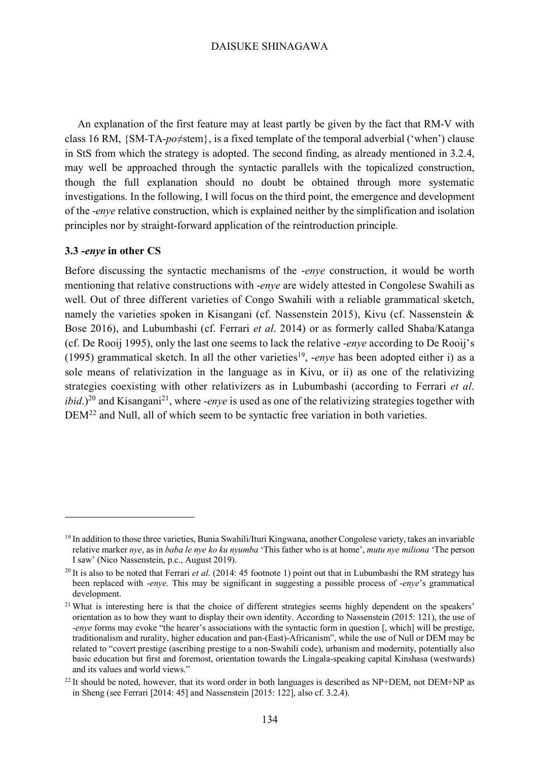An explanation of the first feature may at least partly be given by the fact that RM-V with class 16 RM, {SM-TA-*po*≠stem}, is a fixed template of the temporal adverbial ('when') clause in StS from which the strategy is adopted. The second finding, as already mentioned in 3.2.4, may well be approached through the syntactic parallels with the topicalized construction, though the full explanation should no doubt be obtained through more systematic investigations. In the following, I will focus on the third point, the emergence and development of the *-enye* relative construction, which is explained neither by the simplification and isolation principles nor by straight-forward application of the reintroduction principle.

### 3.3 *-enye* in other CS

Before discussing the syntactic mechanisms of the *-enye* construction, it would be worth mentioning that relative constructions with *-enye* are widely attested in Congolese Swahili as well. Out of three different varieties of Congo Swahili with a reliable grammatical sketch, namely the varieties spoken in Kisangani (cf. Nassenstein 2015), Kivu (cf. Nassenstein & Bose 2016), and Lubumbashi (cf. Ferrari *et al*. 2014) or as formerly called Shaba/Katanga (cf. De Rooij 1995), only the last one seems to lack the relative *-enye* according to De Rooij's (1995) grammatical sketch. In all the other varieties[19], *-enye* has been adopted either i) as a sole means of relativization in the language as in Kivu, or ii) as one of the relativizing strategies coexisting with other relativizers as in Lubumbashi (according to Ferrari *et al*. *ibid*.)[20] and Kisangani[21], where *-enye* is used as one of the relativizing strategies together with DEM[22] and Null, all of which seem to be syntactic free variation in both varieties.

---

[19] In addition to those three varieties, Bunia Swahili/Ituri Kingwana, another Congolese variety, takes an invariable relative marker *nye*, as in *baba le nye ko ku nyumba* 'This father who is at home', *mutu nye miliona* 'The person I saw' (Nico Nassenstein, p.c., August 2019).

[20] It is also to be noted that Ferrari *et al*. (2014: 45 footnote 1) point out that in Lubumbashi the RM strategy has been replaced with *-enye*. This may be significant in suggesting a possible process of *-enye*'s grammatical development.

[21] What is interesting here is that the choice of different strategies seems highly dependent on the speakers' orientation as to how they want to display their own identity. According to Nassenstein (2015: 121), the use of *-enye* forms may evoke "the hearer's associations with the syntactic form in question [, which] will be prestige, traditionalism and rurality, higher education and pan-(East)-Africanism", while the use of Null or DEM may be related to "covert prestige (ascribing prestige to a non-Swahili code), urbanism and modernity, potentially also basic education but first and foremost, orientation towards the Lingala-speaking capital Kinshasa (westwards) and its values and world views."

[22] It should be noted, however, that its word order in both languages is described as NP+DEM, not DEM+NP as in Sheng (see Ferrari [2014: 45] and Nassenstein [2015: 122], also cf. 3.2.4).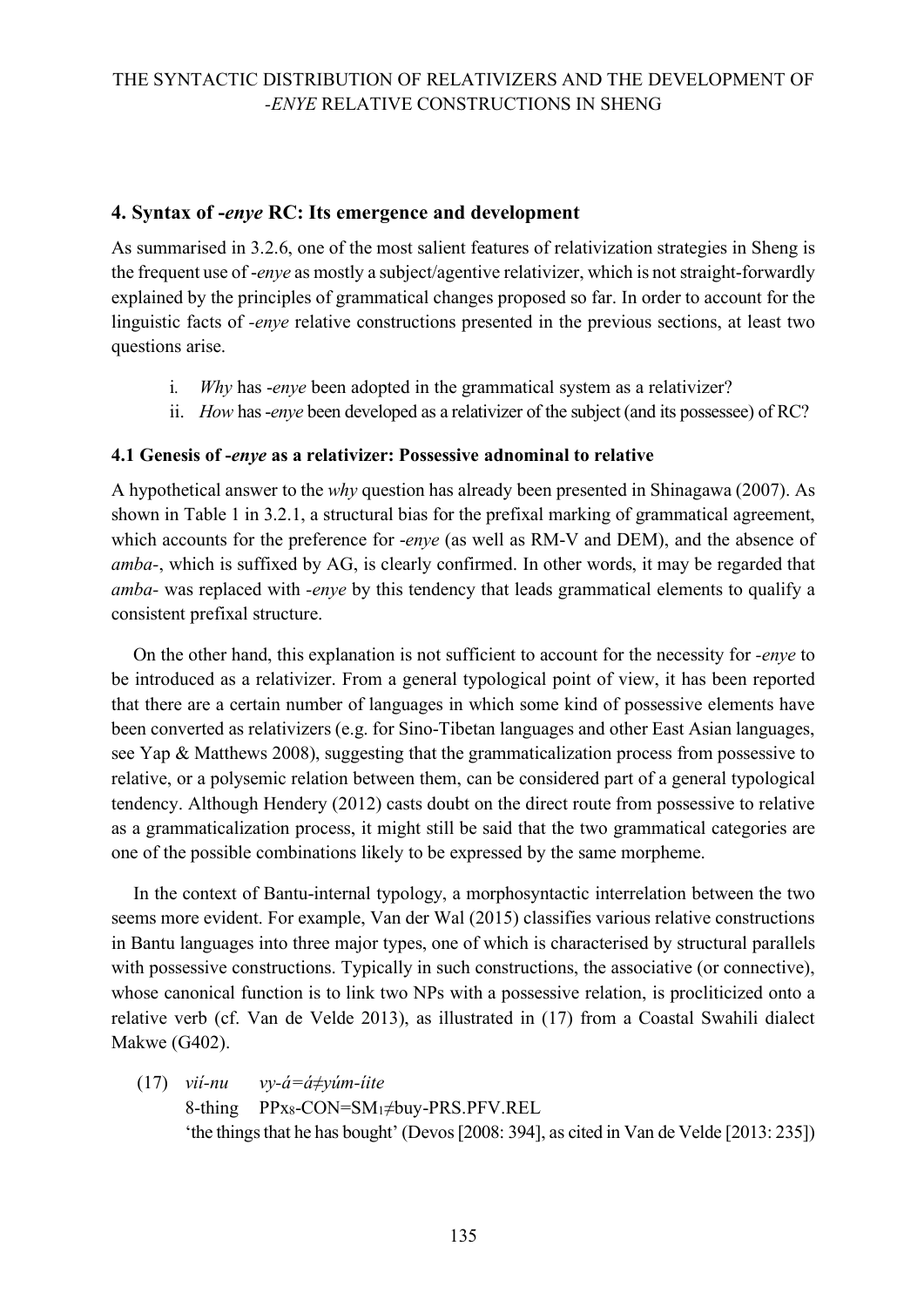## 4. Syntax of *-enye* RC: Its emergence and development

As summarised in 3.2.6, one of the most salient features of relativization strategies in Sheng is the frequent use of *-enye* as mostly a subject/agentive relativizer, which is not straight-forwardly explained by the principles of grammatical changes proposed so far. In order to account for the linguistic facts of *-enye* relative constructions presented in the previous sections, at least two questions arise.

i. *Why* has *-enye* been adopted in the grammatical system as a relativizer?
ii. *How* has *-enye* been developed as a relativizer of the subject (and its possessee) of RC?

### 4.1 Genesis of *-enye* as a relativizer: Possessive adnominal to relative

A hypothetical answer to the *why* question has already been presented in Shinagawa (2007). As shown in Table 1 in 3.2.1, a structural bias for the prefixal marking of grammatical agreement, which accounts for the preference for *-enye* (as well as RM-V and DEM), and the absence of *amba-*, which is suffixed by AG, is clearly confirmed. In other words, it may be regarded that *amba-* was replaced with *-enye* by this tendency that leads grammatical elements to qualify a consistent prefixal structure.

On the other hand, this explanation is not sufficient to account for the necessity for *-enye* to be introduced as a relativizer. From a general typological point of view, it has been reported that there are a certain number of languages in which some kind of possessive elements have been converted as relativizers (e.g. for Sino-Tibetan languages and other East Asian languages, see Yap & Matthews 2008), suggesting that the grammaticalization process from possessive to relative, or a polysemic relation between them, can be considered part of a general typological tendency. Although Hendery (2012) casts doubt on the direct route from possessive to relative as a grammaticalization process, it might still be said that the two grammatical categories are one of the possible combinations likely to be expressed by the same morpheme.

In the context of Bantu-internal typology, a morphosyntactic interrelation between the two seems more evident. For example, Van der Wal (2015) classifies various relative constructions in Bantu languages into three major types, one of which is characterised by structural parallels with possessive constructions. Typically in such constructions, the associative (or connective), whose canonical function is to link two NPs with a possessive relation, is procliticized onto a relative verb (cf. Van de Velde 2013), as illustrated in (17) from a Coastal Swahili dialect Makwe (G402).

(17) *vií-nu* *vy-á=á≠yúm-íite*
8-thing PPx8-CON=SM1≠buy-PRS.PFV.REL
'the things that he has bought' (Devos [2008: 394], as cited in Van de Velde [2013: 235])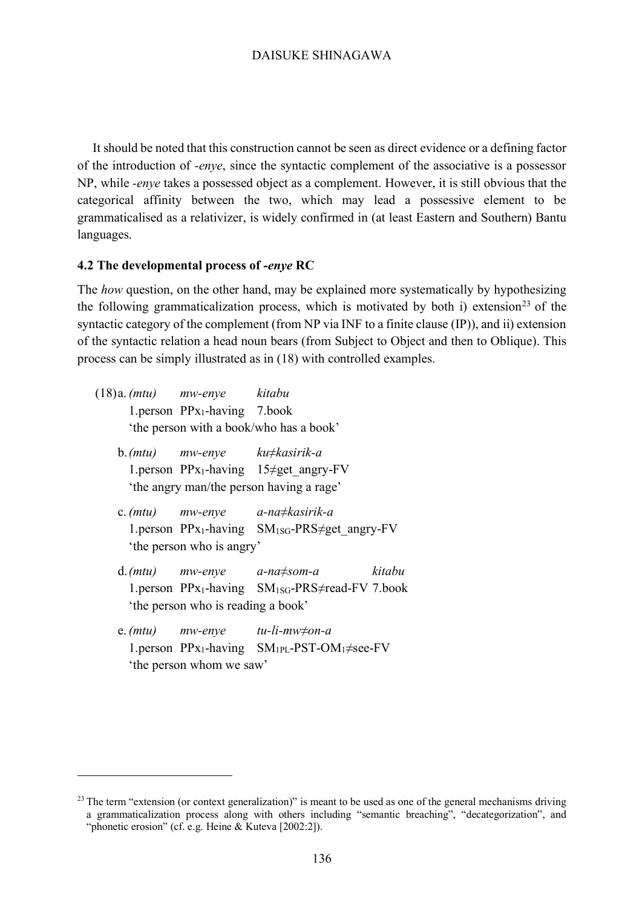It should be noted that this construction cannot be seen as direct evidence or a defining factor of the introduction of *-enye*, since the syntactic complement of the associative is a possessor NP, while *-enye* takes a possessed object as a complement. However, it is still obvious that the categorical affinity between the two, which may lead a possessive element to be grammaticalised as a relativizer, is widely confirmed in (at least Eastern and Southern) Bantu languages.

### 4.2 The developmental process of *-enye* RC

The *how* question, on the other hand, may be explained more systematically by hypothesizing the following grammaticalization process, which is motivated by both i) extension[23] of the syntactic category of the complement (from NP via INF to a finite clause (IP)), and ii) extension of the syntactic relation a head noun bears (from Subject to Object and then to Oblique). This process can be simply illustrated as in (18) with controlled examples.

(18) a. *(mtu)* *mw-enye* *kitabu*
1.person $PPx_1$-having 7.book
'the person with a book/who has a book'

b. *(mtu)* *mw-enye* *ku≠kasirik-a*
1.person $PPx_1$-having 15≠get_angry-FV
'the angry man/the person having a rage'

c. *(mtu)* *mw-enye* *a-na≠kasirik-a*
1.person $PPx_1$-having $SM_{1SG}$-PRS≠get_angry-FV
'the person who is angry'

d. *(mtu)* *mw-enye* *a-na≠som-a* *kitabu*
1.person $PPx_1$-having $SM_{1SG}$-PRS≠read-FV 7.book
'the person who is reading a book'

e. *(mtu)* *mw-enye* *tu-li-mw≠on-a*
1.person $PPx_1$-having $SM_{1PL}$-PST-$OM_1$≠see-FV
'the person whom we saw'

[23] The term "extension (or context generalization)" is meant to be used as one of the general mechanisms driving a grammaticalization process along with others including "semantic breaching", "decategorization", and "phonetic erosion" (cf. e.g. Heine & Kuteva [2002:2]).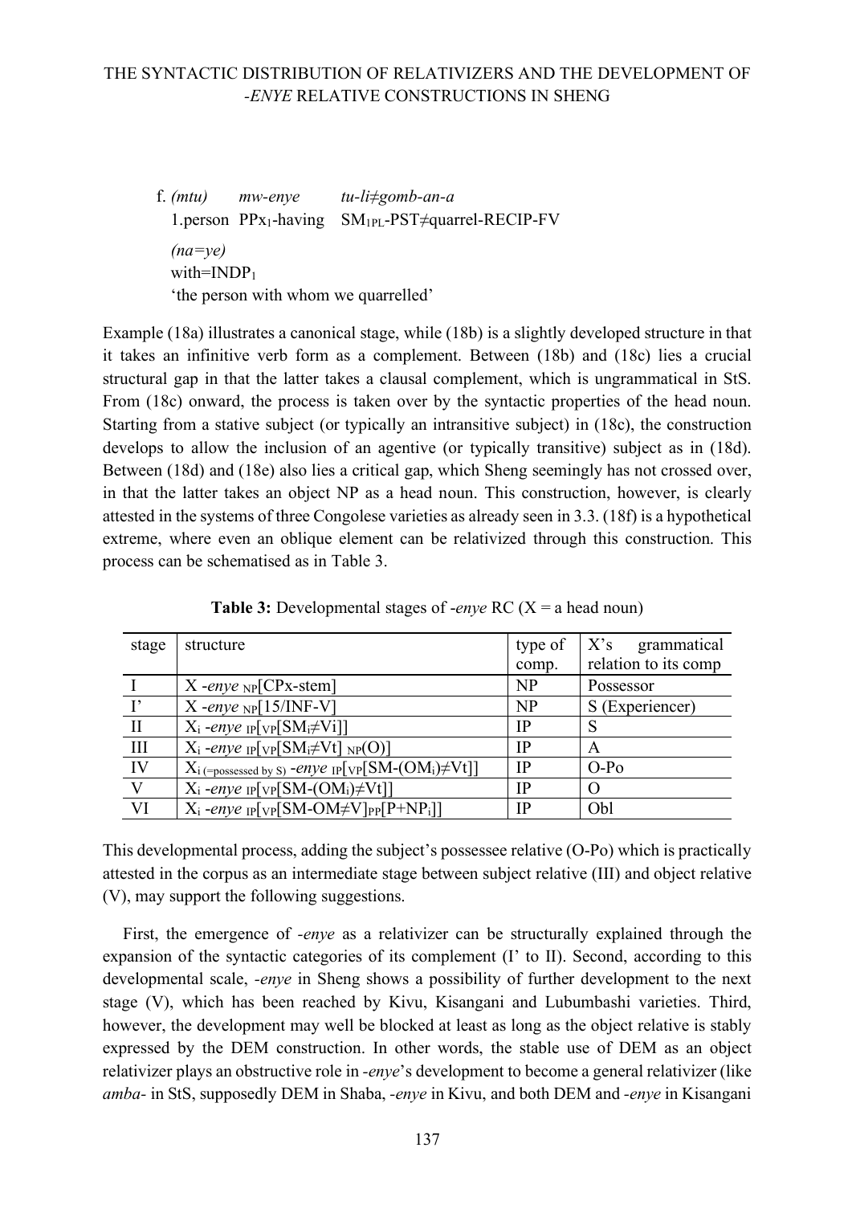f. *(mtu)* *mw-enye* *tu-li≠gomb-an-a*
   1.person PPx$_1$-having SM$_{1PL}$-PST≠quarrel-RECIP-FV
   *(na=ye)*
   with=INDP$_1$
   'the person with whom we quarrelled'

Example (18a) illustrates a canonical stage, while (18b) is a slightly developed structure in that it takes an infinitive verb form as a complement. Between (18b) and (18c) lies a crucial structural gap in that the latter takes a clausal complement, which is ungrammatical in StS. From (18c) onward, the process is taken over by the syntactic properties of the head noun. Starting from a stative subject (or typically an intransitive subject) in (18c), the construction develops to allow the inclusion of an agentive (or typically transitive) subject as in (18d). Between (18d) and (18e) also lies a critical gap, which Sheng seemingly has not crossed over, in that the latter takes an object NP as a head noun. This construction, however, is clearly attested in the systems of three Congolese varieties as already seen in 3.3. (18f) is a hypothetical extreme, where even an oblique element can be relativized through this construction. This process can be schematised as in Table 3.

**Table 3:** Developmental stages of *-enye* RC (X = a head noun)

| stage | structure | type of comp. | X's grammatical relation to its comp |
|---|---|---|---|
| I | X *-enye* $_{NP}$[CPx-stem] | NP | Possessor |
| I' | X *-enye* $_{NP}$[15/INF-V] | NP | S (Experiencer) |
| II | $X_i$ *-enye* $_{IP}$[$_{VP}$[$SM_i$≠Vi]] | IP | S |
| III | $X_i$ *-enye* $_{IP}$[$_{VP}$[$SM_i$≠Vt] $_{NP}$(O)] | IP | A |
| IV | $X_{i\,(=\text{possessed by S})}$ *-enye* $_{IP}$[$_{VP}$[SM-($OM_i$)≠Vt]] | IP | O-Po |
| V | $X_i$ *-enye* $_{IP}$[$_{VP}$[SM-($OM_i$)≠Vt]] | IP | O |
| VI | $X_i$ *-enye* $_{IP}$[$_{VP}$[SM-OM≠V]$_{PP}$[P+$NP_i$]] | IP | Obl |

This developmental process, adding the subject's possessee relative (O-Po) which is practically attested in the corpus as an intermediate stage between subject relative (III) and object relative (V), may support the following suggestions.

First, the emergence of *-enye* as a relativizer can be structurally explained through the expansion of the syntactic categories of its complement (I' to II). Second, according to this developmental scale, *-enye* in Sheng shows a possibility of further development to the next stage (V), which has been reached by Kivu, Kisangani and Lubumbashi varieties. Third, however, the development may well be blocked at least as long as the object relative is stably expressed by the DEM construction. In other words, the stable use of DEM as an object relativizer plays an obstructive role in *-enye*'s development to become a general relativizer (like *amba-* in StS, supposedly DEM in Shaba, *-enye* in Kivu, and both DEM and *-enye* in Kisangani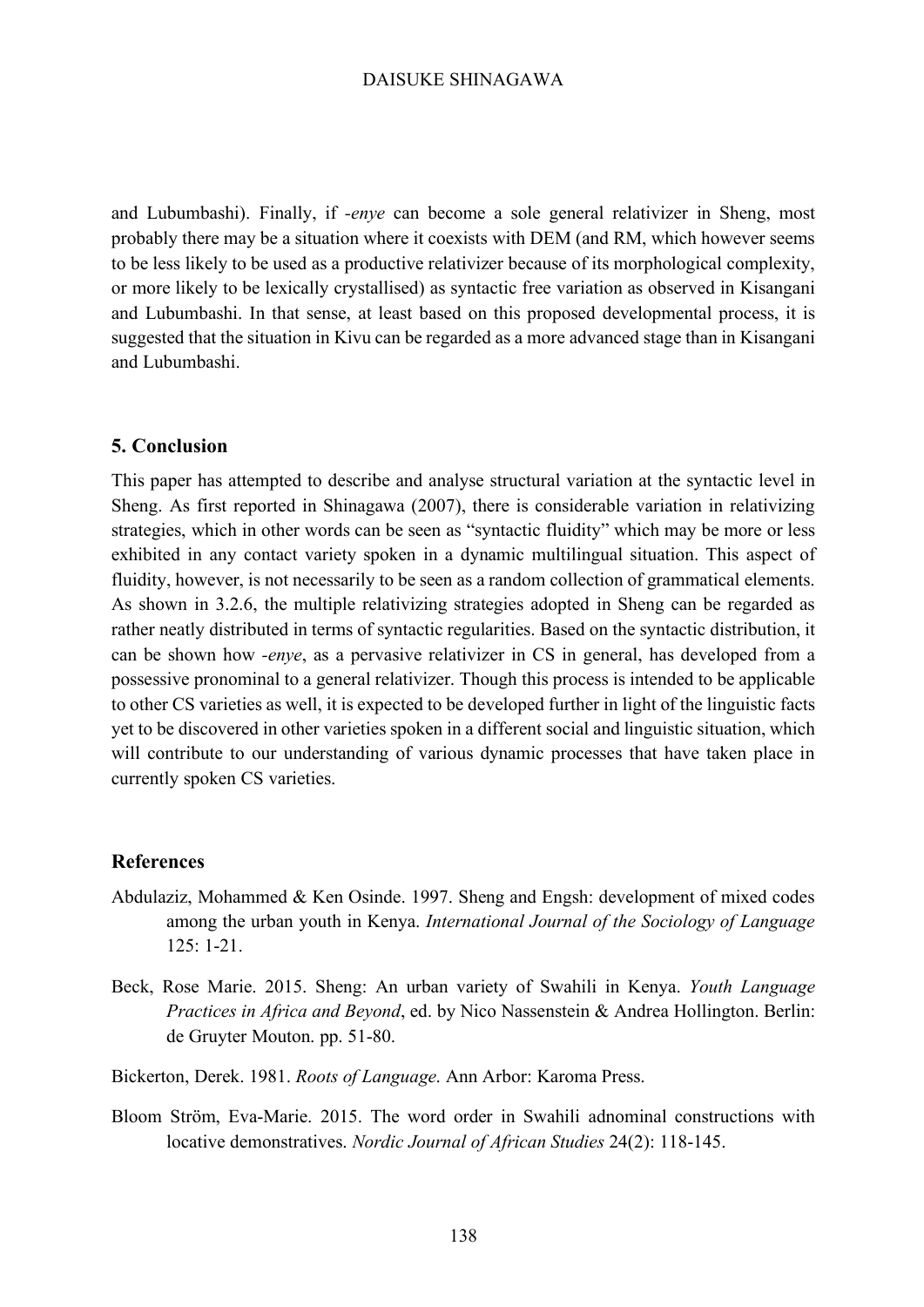and Lubumbashi). Finally, if *-enye* can become a sole general relativizer in Sheng, most probably there may be a situation where it coexists with DEM (and RM, which however seems to be less likely to be used as a productive relativizer because of its morphological complexity, or more likely to be lexically crystallised) as syntactic free variation as observed in Kisangani and Lubumbashi. In that sense, at least based on this proposed developmental process, it is suggested that the situation in Kivu can be regarded as a more advanced stage than in Kisangani and Lubumbashi.

## 5. Conclusion

This paper has attempted to describe and analyse structural variation at the syntactic level in Sheng. As first reported in Shinagawa (2007), there is considerable variation in relativizing strategies, which in other words can be seen as "syntactic fluidity" which may be more or less exhibited in any contact variety spoken in a dynamic multilingual situation. This aspect of fluidity, however, is not necessarily to be seen as a random collection of grammatical elements. As shown in 3.2.6, the multiple relativizing strategies adopted in Sheng can be regarded as rather neatly distributed in terms of syntactic regularities. Based on the syntactic distribution, it can be shown how *-enye*, as a pervasive relativizer in CS in general, has developed from a possessive pronominal to a general relativizer. Though this process is intended to be applicable to other CS varieties as well, it is expected to be developed further in light of the linguistic facts yet to be discovered in other varieties spoken in a different social and linguistic situation, which will contribute to our understanding of various dynamic processes that have taken place in currently spoken CS varieties.

## References

Abdulaziz, Mohammed & Ken Osinde. 1997. Sheng and Engsh: development of mixed codes among the urban youth in Kenya. *International Journal of the Sociology of Language* 125: 1-21.

Beck, Rose Marie. 2015. Sheng: An urban variety of Swahili in Kenya. *Youth Language Practices in Africa and Beyond*, ed. by Nico Nassenstein & Andrea Hollington. Berlin: de Gruyter Mouton. pp. 51-80.

Bickerton, Derek. 1981. *Roots of Language*. Ann Arbor: Karoma Press.

Bloom Ström, Eva-Marie. 2015. The word order in Swahili adnominal constructions with locative demonstratives. *Nordic Journal of African Studies* 24(2): 118-145.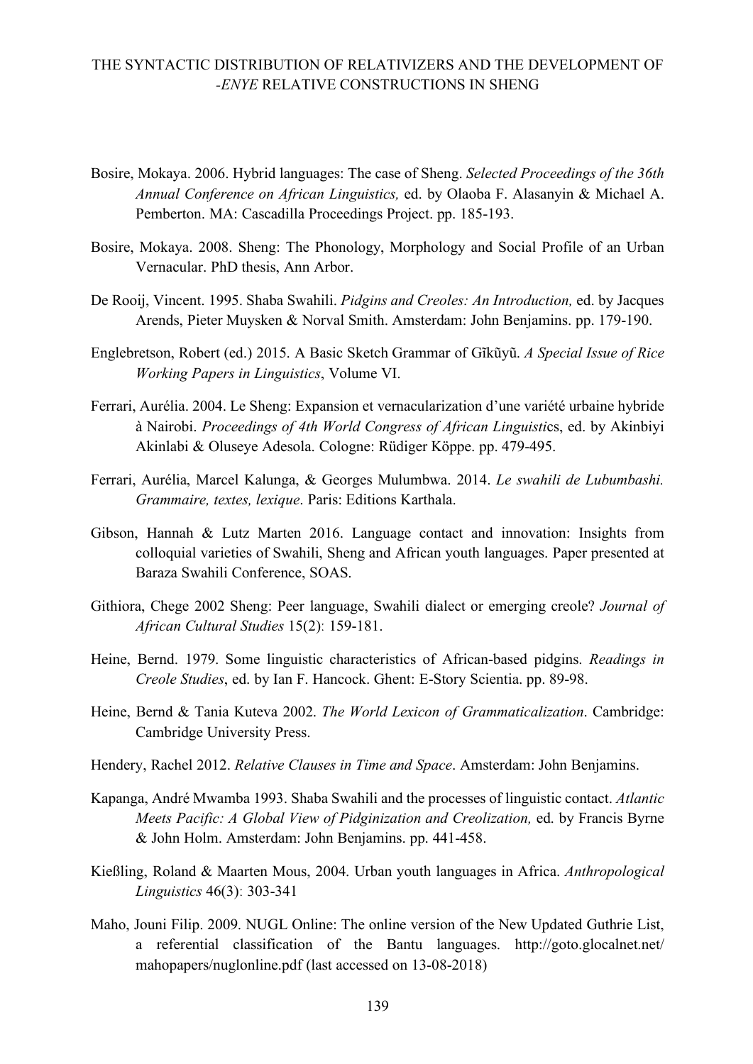Bosire, Mokaya. 2006. Hybrid languages: The case of Sheng. *Selected Proceedings of the 36th Annual Conference on African Linguistics,* ed. by Olaoba F. Alasanyin & Michael A. Pemberton. MA: Cascadilla Proceedings Project. pp. 185-193.

Bosire, Mokaya. 2008. Sheng: The Phonology, Morphology and Social Profile of an Urban Vernacular. PhD thesis, Ann Arbor.

De Rooij, Vincent. 1995. Shaba Swahili. *Pidgins and Creoles: An Introduction,* ed. by Jacques Arends, Pieter Muysken & Norval Smith. Amsterdam: John Benjamins. pp. 179-190.

Englebretson, Robert (ed.) 2015. A Basic Sketch Grammar of Gĩkũyũ. *A Special Issue of Rice Working Papers in Linguistics*, Volume VI.

Ferrari, Aurélia. 2004. Le Sheng: Expansion et vernacularization d'une variété urbaine hybride à Nairobi. *Proceedings of 4th World Congress of African Linguistics*, ed. by Akinbiyi Akinlabi & Oluseye Adesola. Cologne: Rüdiger Köppe. pp. 479-495.

Ferrari, Aurélia, Marcel Kalunga, & Georges Mulumbwa. 2014. *Le swahili de Lubumbashi. Grammaire, textes, lexique*. Paris: Editions Karthala.

Gibson, Hannah & Lutz Marten 2016. Language contact and innovation: Insights from colloquial varieties of Swahili, Sheng and African youth languages. Paper presented at Baraza Swahili Conference, SOAS.

Githiora, Chege 2002 Sheng: Peer language, Swahili dialect or emerging creole? *Journal of African Cultural Studies* 15(2): 159-181.

Heine, Bernd. 1979. Some linguistic characteristics of African-based pidgins. *Readings in Creole Studies*, ed. by Ian F. Hancock. Ghent: E-Story Scientia. pp. 89-98.

Heine, Bernd & Tania Kuteva 2002. *The World Lexicon of Grammaticalization*. Cambridge: Cambridge University Press.

Hendery, Rachel 2012. *Relative Clauses in Time and Space*. Amsterdam: John Benjamins.

Kapanga, André Mwamba 1993. Shaba Swahili and the processes of linguistic contact. *Atlantic Meets Pacific: A Global View of Pidginization and Creolization,* ed. by Francis Byrne & John Holm. Amsterdam: John Benjamins. pp. 441-458.

Kießling, Roland & Maarten Mous, 2004. Urban youth languages in Africa. *Anthropological Linguistics* 46(3): 303-341

Maho, Jouni Filip. 2009. NUGL Online: The online version of the New Updated Guthrie List, a referential classification of the Bantu languages. http://goto.glocalnet.net/mahopapers/nuglonline.pdf (last accessed on 13-08-2018)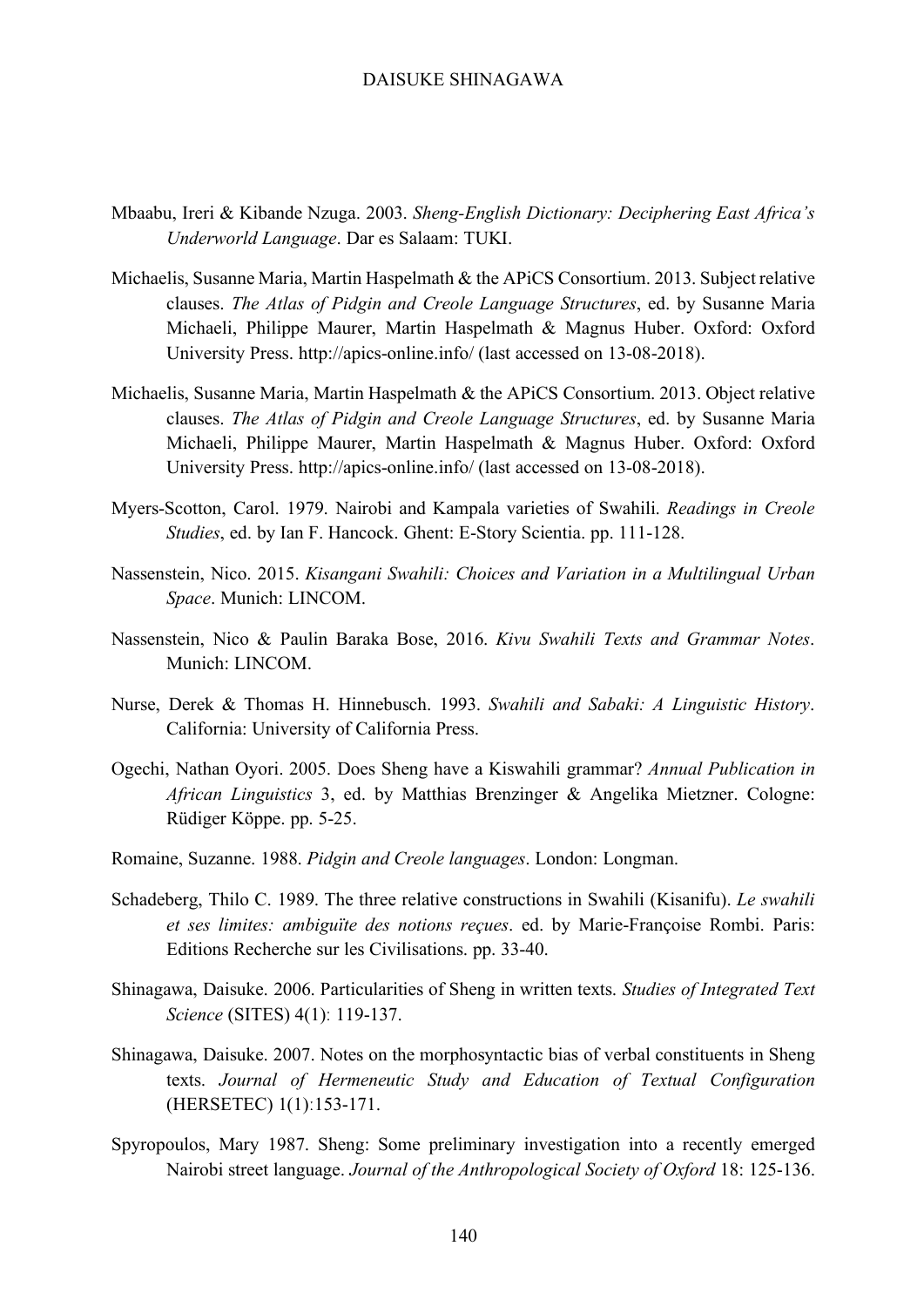Mbaabu, Ireri & Kibande Nzuga. 2003. *Sheng-English Dictionary: Deciphering East Africa's Underworld Language*. Dar es Salaam: TUKI.

Michaelis, Susanne Maria, Martin Haspelmath & the APiCS Consortium. 2013. Subject relative clauses. *The Atlas of Pidgin and Creole Language Structures*, ed. by Susanne Maria Michaeli, Philippe Maurer, Martin Haspelmath & Magnus Huber. Oxford: Oxford University Press. http://apics-online.info/ (last accessed on 13-08-2018).

Michaelis, Susanne Maria, Martin Haspelmath & the APiCS Consortium. 2013. Object relative clauses. *The Atlas of Pidgin and Creole Language Structures*, ed. by Susanne Maria Michaeli, Philippe Maurer, Martin Haspelmath & Magnus Huber. Oxford: Oxford University Press. http://apics-online.info/ (last accessed on 13-08-2018).

Myers-Scotton, Carol. 1979. Nairobi and Kampala varieties of Swahili. *Readings in Creole Studies*, ed. by Ian F. Hancock. Ghent: E-Story Scientia. pp. 111-128.

Nassenstein, Nico. 2015. *Kisangani Swahili: Choices and Variation in a Multilingual Urban Space*. Munich: LINCOM.

Nassenstein, Nico & Paulin Baraka Bose, 2016. *Kivu Swahili Texts and Grammar Notes*. Munich: LINCOM.

Nurse, Derek & Thomas H. Hinnebusch. 1993. *Swahili and Sabaki: A Linguistic History*. California: University of California Press.

Ogechi, Nathan Oyori. 2005. Does Sheng have a Kiswahili grammar? *Annual Publication in African Linguistics* 3, ed. by Matthias Brenzinger & Angelika Mietzner. Cologne: Rüdiger Köppe. pp. 5-25.

Romaine, Suzanne. 1988. *Pidgin and Creole languages*. London: Longman.

Schadeberg, Thilo C. 1989. The three relative constructions in Swahili (Kisanifu). *Le swahili et ses limites: ambiguïte des notions reçues*. ed. by Marie-Françoise Rombi. Paris: Editions Recherche sur les Civilisations. pp. 33-40.

Shinagawa, Daisuke. 2006. Particularities of Sheng in written texts. *Studies of Integrated Text Science* (SITES) 4(1): 119-137.

Shinagawa, Daisuke. 2007. Notes on the morphosyntactic bias of verbal constituents in Sheng texts. *Journal of Hermeneutic Study and Education of Textual Configuration* (HERSETEC) 1(1):153-171.

Spyropoulos, Mary 1987. Sheng: Some preliminary investigation into a recently emerged Nairobi street language. *Journal of the Anthropological Society of Oxford* 18: 125-136.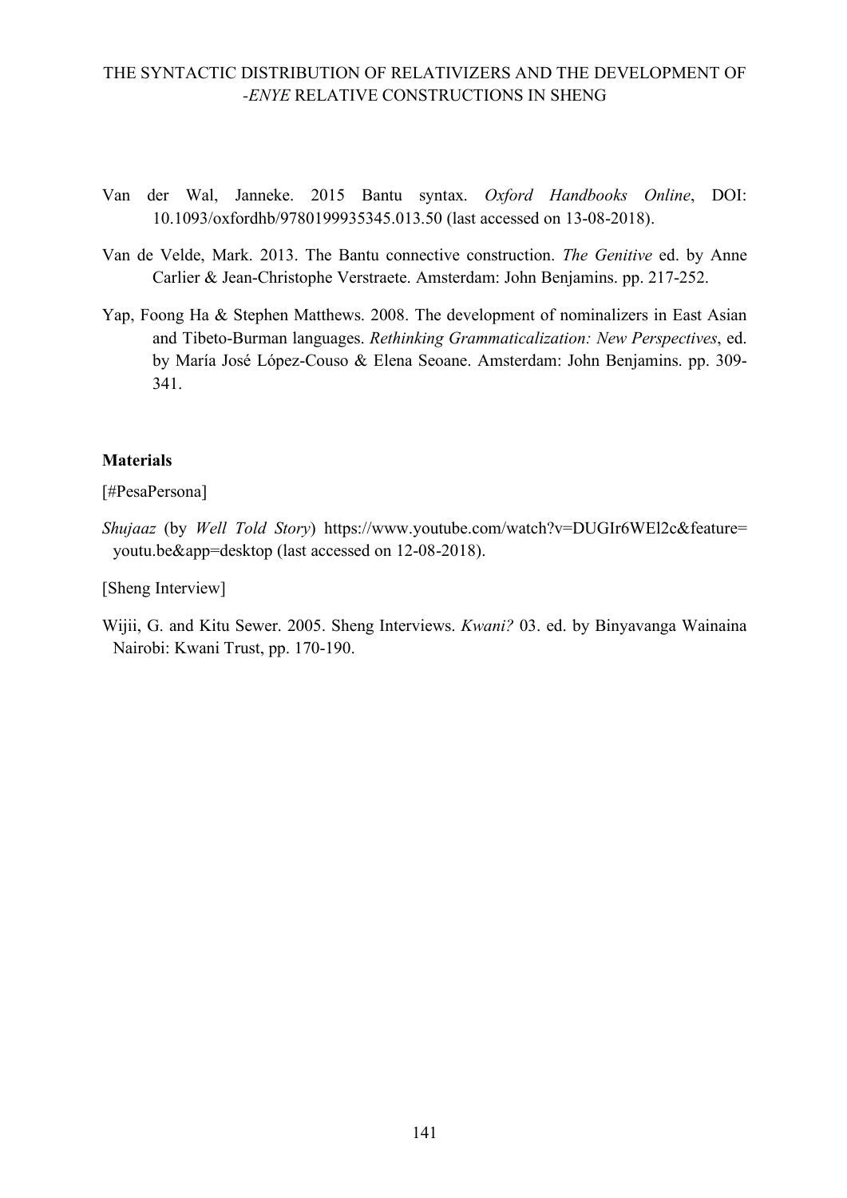Van der Wal, Janneke. 2015 Bantu syntax. *Oxford Handbooks Online*, DOI: 10.1093/oxfordhb/9780199935345.013.50 (last accessed on 13-08-2018).

Van de Velde, Mark. 2013. The Bantu connective construction. *The Genitive* ed. by Anne Carlier & Jean-Christophe Verstraete. Amsterdam: John Benjamins. pp. 217-252.

Yap, Foong Ha & Stephen Matthews. 2008. The development of nominalizers in East Asian and Tibeto-Burman languages. *Rethinking Grammaticalization: New Perspectives*, ed. by María José López-Couso & Elena Seoane. Amsterdam: John Benjamins. pp. 309-341.

**Materials**

[#PesaPersona]

*Shujaaz* (by *Well Told Story*) https://www.youtube.com/watch?v=DUGIr6WEl2c&feature=youtu.be&app=desktop (last accessed on 12-08-2018).

[Sheng Interview]

Wijii, G. and Kitu Sewer. 2005. Sheng Interviews. *Kwani?* 03. ed. by Binyavanga Wainaina Nairobi: Kwani Trust, pp. 170-190.